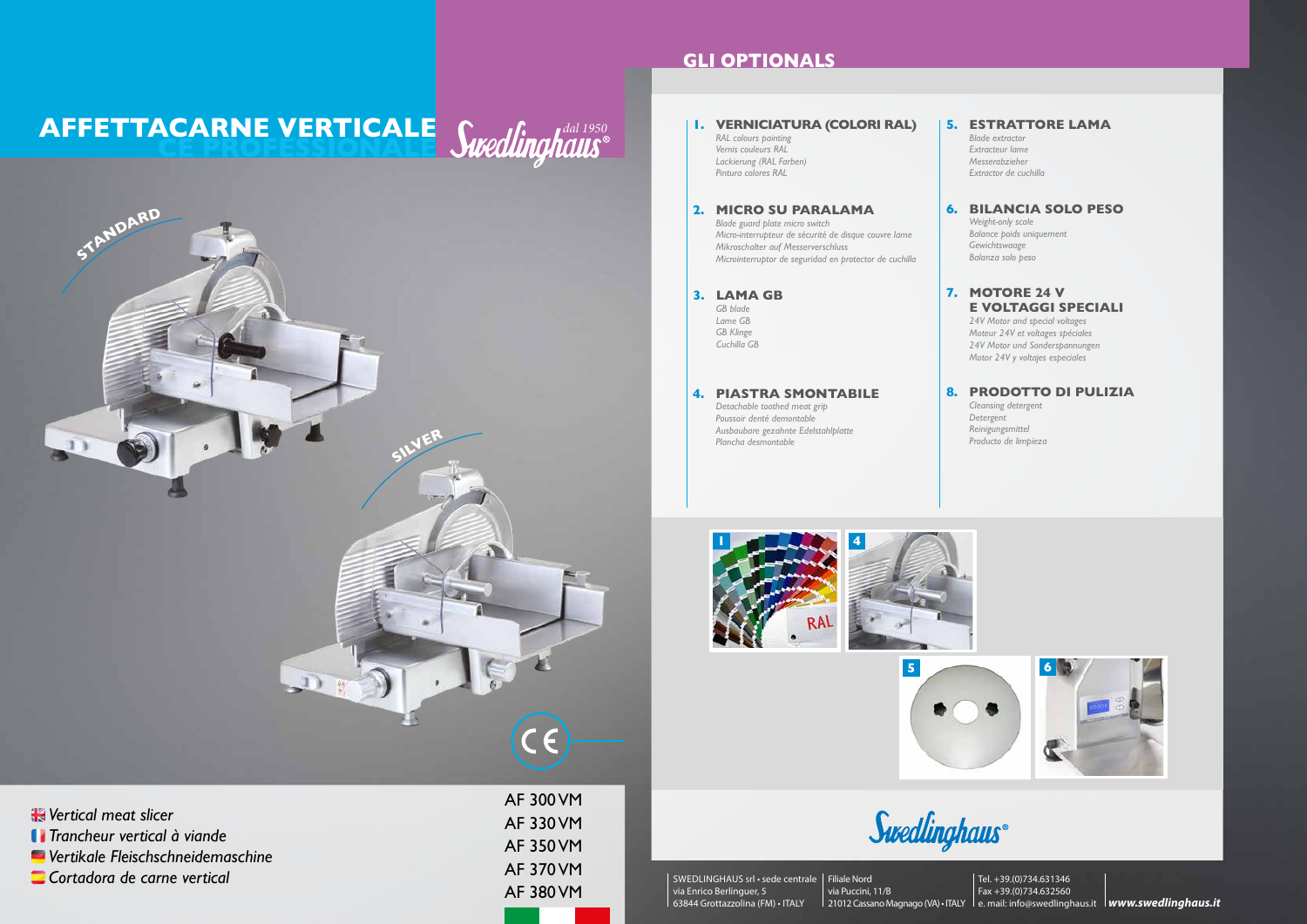# AFFETTACARNE VERTICALE

## CE PROFESSIONALE

Swedlinghaus® dal 1950

STANDARD

SILVER

- Vertical meat slicer
- Trancheur vertical à viande
- Vertikale Fleischschneidemaschine
- Cortadora de carne vertical

AF 300 VM
AF 330 VM
AF 350 VM
AF 370 VM
AF 380 VM

## GLI OPTIONALS

**1. VERNICIATURA (COLORI RAL)**
*RAL colours painting*
*Vernis couleurs RAL*
*Lackierung (RAL Farben)*
*Pintura colores RAL*

**2. MICRO SU PARALAMA**
*Blade guard plate micro switch*
*Micro-interrupteur de sécurité de disque couvre lame*
*Mikroschalter auf Messerverschluss*
*Microinterruptor de seguridad en protector de cuchilla*

**3. LAMA GB**
*GB blade*
*Lame GB*
*GB Klinge*
*Cuchilla GB*

**4. PIASTRA SMONTABILE**
*Detachable toothed meat grip*
*Poussoir denté demontable*
*Ausbaubare gezahnte Edelstahlplatte*
*Plancha desmontable*

**5. ESTRATTORE LAMA**
*Blade extractor*
*Extracteur lame*
*Messerabzieher*
*Extractor de cuchilla*

**6. BILANCIA SOLO PESO**
*Weight-only scale*
*Balance poids uniquement*
*Gewichtswaage*
*Balanza solo peso*

**7. MOTORE 24 V E VOLTAGGI SPECIALI**
*24V Motor and special voltages*
*Moteur 24V et voltages spéciales*
*24V Motor und Sonderspannungen*
*Motor 24V y voltajes especiales*

**8. PRODOTTO DI PULIZIA**
*Cleansing detergent*
*Detergent*
*Reinigungsmittel*
*Producto de limpieza*

1 RAL

4

5

6

Swedlinghaus®

SWEDLINGHAUS srl • sede centrale
via Enrico Berlinguer, 5
63844 Grottazzolina (FM) • ITALY

Filiale Nord
via Puccini, 11/B
21012 Cassano Magnago (VA) • ITALY

Tel. +39.(0)734.631346
Fax +39.(0)734.632560
e. mail: info@swedlinghaus.it

**www.swedlinghaus.it**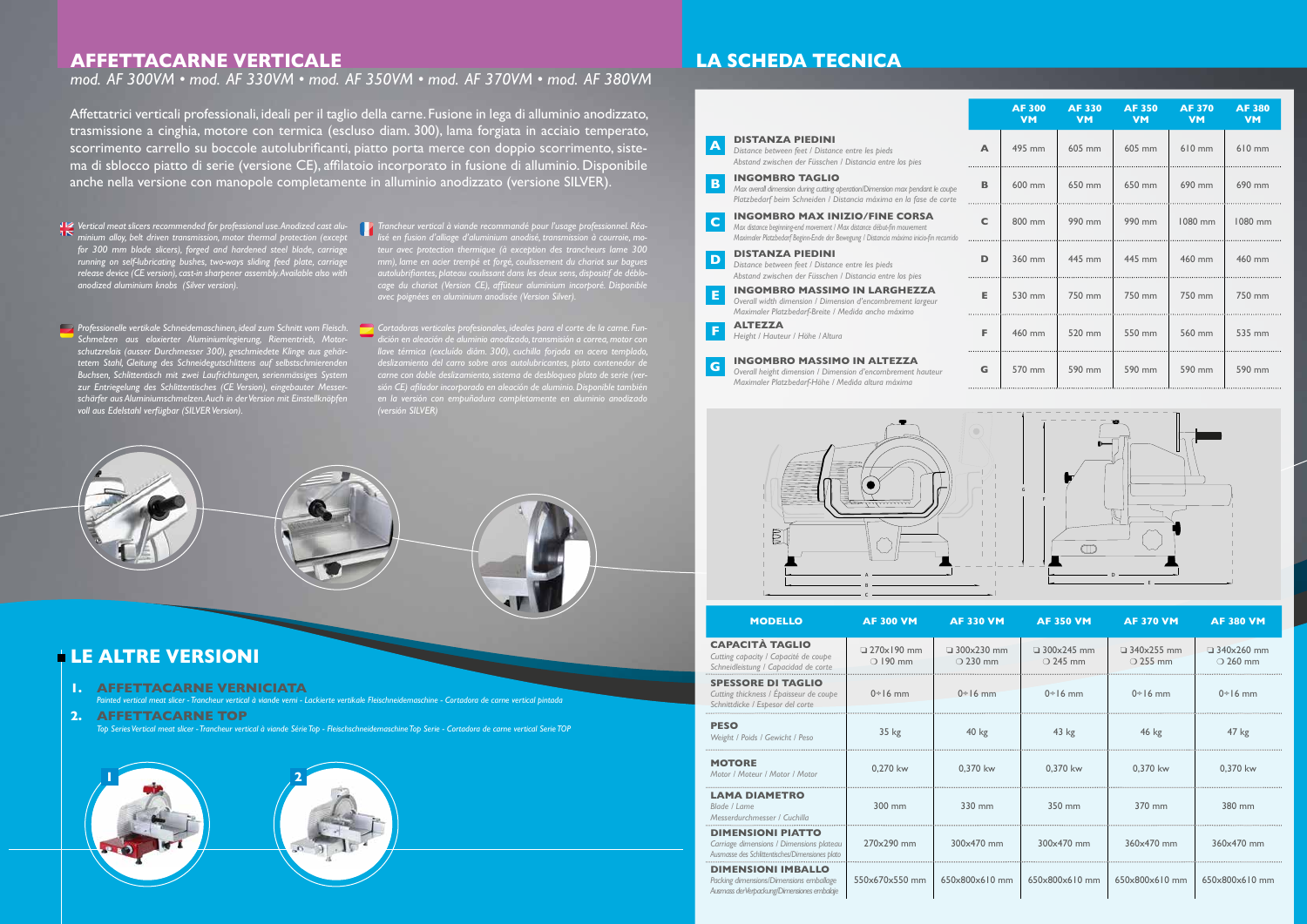## AFFETTACARNE VERTICALE

*mod. AF 300VM • mod. AF 330VM • mod. AF 350VM • mod. AF 370VM • mod. AF 380VM*

Affettatrici verticali professionali, ideali per il taglio della carne. Fusione in lega di alluminio anodizzato, trasmissione a cinghia, motore con termica (escluso diam. 300), lama forgiata in acciaio temperato, scorrimento carrello su boccole autolubrificanti, piatto porta merce con doppio scorrimento, sistema di sblocco piatto di serie (versione CE), affilatoio incorporato in fusione di alluminio. Disponibile anche nella versione con manopole completamente in alluminio anodizzato (versione SILVER).

*Vertical meat slicers recommended for professional use. Anodized cast aluminium alloy, belt driven transmission, motor thermal protection (except for 300 mm blade slicers), forged and hardened steel blade, carriage running on self-lubricating bushes, two-ways sliding feed plate, carriage release device (CE version), cast-in sharpener assembly. Available also with anodized aluminium knobs (Silver version).*

*Trancheur vertical à viande recommandé pour l'usage professionnel. Réalisé en fusion d'alliage d'aluminium anodisé, transmission à courroie, moteur avec protection thermique (à exception des trancheurs lame 300 mm), lame en acier trempé et forgé, coulissement du chariot sur bagues autolubrifiantes, plateau coulissant dans les deux sens, dispositif de déblocage du chariot (Version CE), affûteur aluminium incorporé. Disponible avec poignées en aluminium anodisée (Version Silver).*

*Professionelle vertikale Schneidemaschinen, ideal zum Schnitt vom Fleisch. Schmelzen aus eloxierter Aluminiumlegierung, Riementrieb, Motorschutzrelais (ausser Durchmesser 300), geschmiedete Klinge aus gehärtetem Stahl, Gleitung des Schneidegutschlittens auf selbstschmierenden Buchsen, Schlittentisch mit zwei Laufrichtungen, serienmässiges System zur Entriegelung des Schlittentisches (CE Version), eingebauter Messerschärfer aus Aluminiumschmelzen. Auch in der Version mit Einstellknöpfen voll aus Edelstahl verfügbar (SILVER Version).*

*Cortadoras verticales profesionales, ideales para el corte de la carne. Fundición en aleación de aluminio anodizado, transmisión a correa, motor con llave térmica (excluido diám. 300), cuchilla forjada en acero templado, deslizamiento del carro sobre aros autolubricantes, plato contenedor de carne con doble deslizamiento, sistema de desbloqueo plato de serie (versión CE) afilador incorporado en aleación de aluminio. Disponible también en la versión con empuñadura completamente en aluminio anodizado (versión SILVER)*

## LE ALTRE VERSIONI

1. **AFFETTACARNE VERNICIATA**
   *Painted vertical meat slicer - Trancheur vertical à viande verni - Lackierte vertikale Fleischneidemaschine - Cortadora de carne vertical pintada*
2. **AFFETTACARNE TOP**
   *Top Series Vertical meat slicer - Trancheur vertical à viande Série Top - Fleischschneidemaschine Top Serie - Cortadora de carne vertical Serie TOP*

## LA SCHEDA TECNICA

| | | AF 300 VM | AF 330 VM | AF 350 VM | AF 370 VM | AF 380 VM |
|---|---|---|---|---|---|---|
| **A** DISTANZA PIEDINI *Distance between feet / Distance entre les pieds Abstand zwischen der Füsschen / Distancia entre los pies* | A | 495 mm | 605 mm | 605 mm | 610 mm | 610 mm |
| **B** INGOMBRO TAGLIO *Max overall dimension during cutting operation/Dimension max pendant le coupe Platzbedarf beim Schneiden / Distancia máxima en la fase de corte* | B | 600 mm | 650 mm | 650 mm | 690 mm | 690 mm |
| **C** INGOMBRO MAX INIZIO/FINE CORSA *Max distance beginning-end movement / Max distance début-fin mouvement Maximaler Platzbedarf Beginn-Ende der Bewegung / Distancia máxima inicio-fin recorrido* | C | 800 mm | 990 mm | 990 mm | 1080 mm | 1080 mm |
| **D** DISTANZA PIEDINI *Distance between feet / Distance entre les pieds Abstand zwischen der Füsschen / Distancia entre los pies* | D | 360 mm | 445 mm | 445 mm | 460 mm | 460 mm |
| **E** INGOMBRO MASSIMO IN LARGHEZZA *Overall width dimension / Dimension d'encombrement largeur Maximaler Platzbedarf-Breite / Medida ancho máximo* | E | 530 mm | 750 mm | 750 mm | 750 mm | 750 mm |
| **F** ALTEZZA *Height / Hauteur / Höhe / Altura* | F | 460 mm | 520 mm | 550 mm | 560 mm | 535 mm |
| **G** INGOMBRO MASSIMO IN ALTEZZA *Overall height dimension / Dimension d'encombrement hauteur Maximaler Platzbedarf-Höhe / Medida altura máxima* | G | 570 mm | 590 mm | 590 mm | 590 mm | 590 mm |

| MODELLO | AF 300 VM | AF 330 VM | AF 350 VM | AF 370 VM | AF 380 VM |
|---|---|---|---|---|---|
| **CAPACITÀ TAGLIO** *Cutting capacity / Capacité de coupe Schneidleistung / Capacidad de corte* | ❑ 270x190 mm ❍ 190 mm | ❑ 300x230 mm ❍ 230 mm | ❑ 300x245 mm ❍ 245 mm | ❑ 340x255 mm ❍ 255 mm | ❑ 340x260 mm ❍ 260 mm |
| **SPESSORE DI TAGLIO** *Cutting thickness / Épaisseur de coupe Schnittdicke / Espesor del corte* | 0÷16 mm | 0÷16 mm | 0÷16 mm | 0÷16 mm | 0÷16 mm |
| **PESO** *Weight / Poids / Gewicht / Peso* | 35 kg | 40 kg | 43 kg | 46 kg | 47 kg |
| **MOTORE** *Motor / Moteur / Motor / Motor* | 0,270 kw | 0,370 kw | 0,370 kw | 0,370 kw | 0,370 kw |
| **LAMA DIAMETRO** *Blade / Lame Messerdurchmesser / Cuchilla* | 300 mm | 330 mm | 350 mm | 370 mm | 380 mm |
| **DIMENSIONI PIATTO** *Carriage dimensions / Dimensions plateau Ausmasse des Schlittentisches/Dimensiones plato* | 270x290 mm | 300x470 mm | 300x470 mm | 360x470 mm | 360x470 mm |
| **DIMENSIONI IMBALLO** *Packing dimensions/Dimensions emballage Ausmass der Verpackung/Dimensiones embalaje* | 550x670x550 mm | 650x800x610 mm | 650x800x610 mm | 650x800x610 mm | 650x800x610 mm |